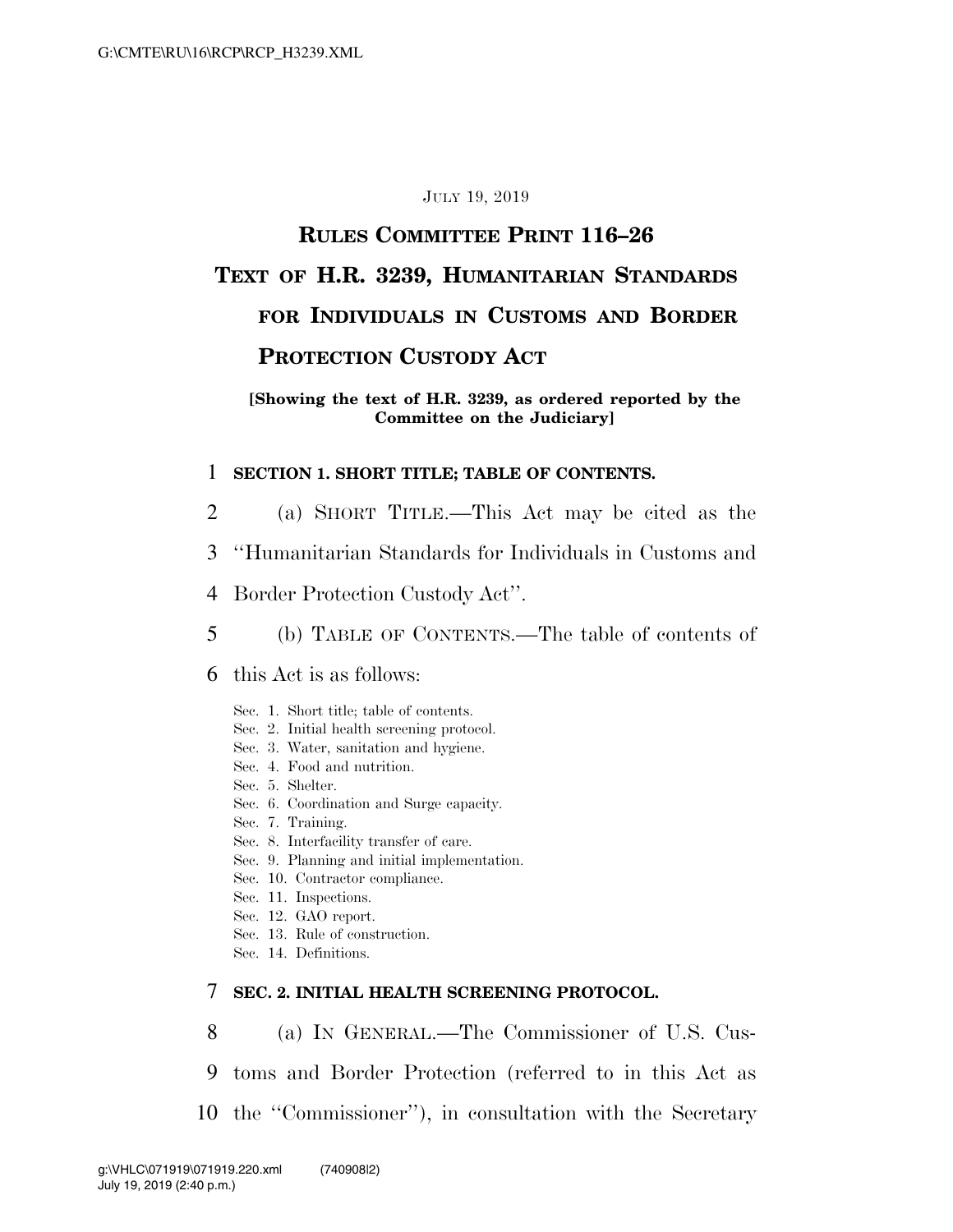JULY 19, 2019

# RULES COMMITTEE PRINT 116–26

# TEXT OF H.R. 3239, HUMANITARIAN STANDARDS FOR INDIVIDUALS IN CUSTOMS AND BORDER PROTECTION CUSTODY ACT

**[Showing the text of H.R. 3239, as ordered reported by the Committee on the Judiciary]**

## SECTION 1. SHORT TITLE; TABLE OF CONTENTS.

(a) SHORT TITLE.—This Act may be cited as the ''Humanitarian Standards for Individuals in Customs and Border Protection Custody Act''.

(b) TABLE OF CONTENTS.—The table of contents of this Act is as follows:

Sec. 1. Short title; table of contents.
Sec. 2. Initial health screening protocol.
Sec. 3. Water, sanitation and hygiene.
Sec. 4. Food and nutrition.
Sec. 5. Shelter.
Sec. 6. Coordination and Surge capacity.
Sec. 7. Training.
Sec. 8. Interfacility transfer of care.
Sec. 9. Planning and initial implementation.
Sec. 10. Contractor compliance.
Sec. 11. Inspections.
Sec. 12. GAO report.
Sec. 13. Rule of construction.
Sec. 14. Definitions.

## SEC. 2. INITIAL HEALTH SCREENING PROTOCOL.

(a) IN GENERAL.—The Commissioner of U.S. Customs and Border Protection (referred to in this Act as the ''Commissioner''), in consultation with the Secretary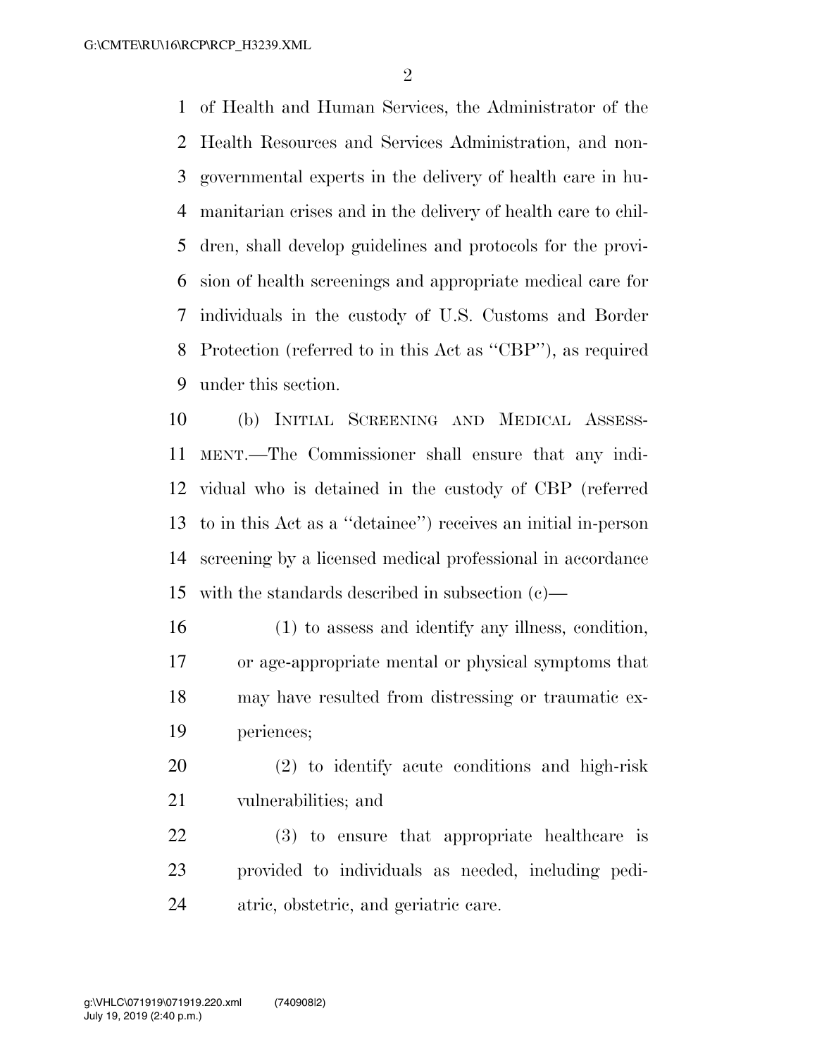of Health and Human Services, the Administrator of the Health Resources and Services Administration, and non-governmental experts in the delivery of health care in humanitarian crises and in the delivery of health care to children, shall develop guidelines and protocols for the provision of health screenings and appropriate medical care for individuals in the custody of U.S. Customs and Border Protection (referred to in this Act as "CBP"), as required under this section.

(b) INITIAL SCREENING AND MEDICAL ASSESSMENT.—The Commissioner shall ensure that any individual who is detained in the custody of CBP (referred to in this Act as a "detainee") receives an initial in-person screening by a licensed medical professional in accordance with the standards described in subsection (c)—

(1) to assess and identify any illness, condition, or age-appropriate mental or physical symptoms that may have resulted from distressing or traumatic experiences;

(2) to identify acute conditions and high-risk vulnerabilities; and

(3) to ensure that appropriate healthcare is provided to individuals as needed, including pediatric, obstetric, and geriatric care.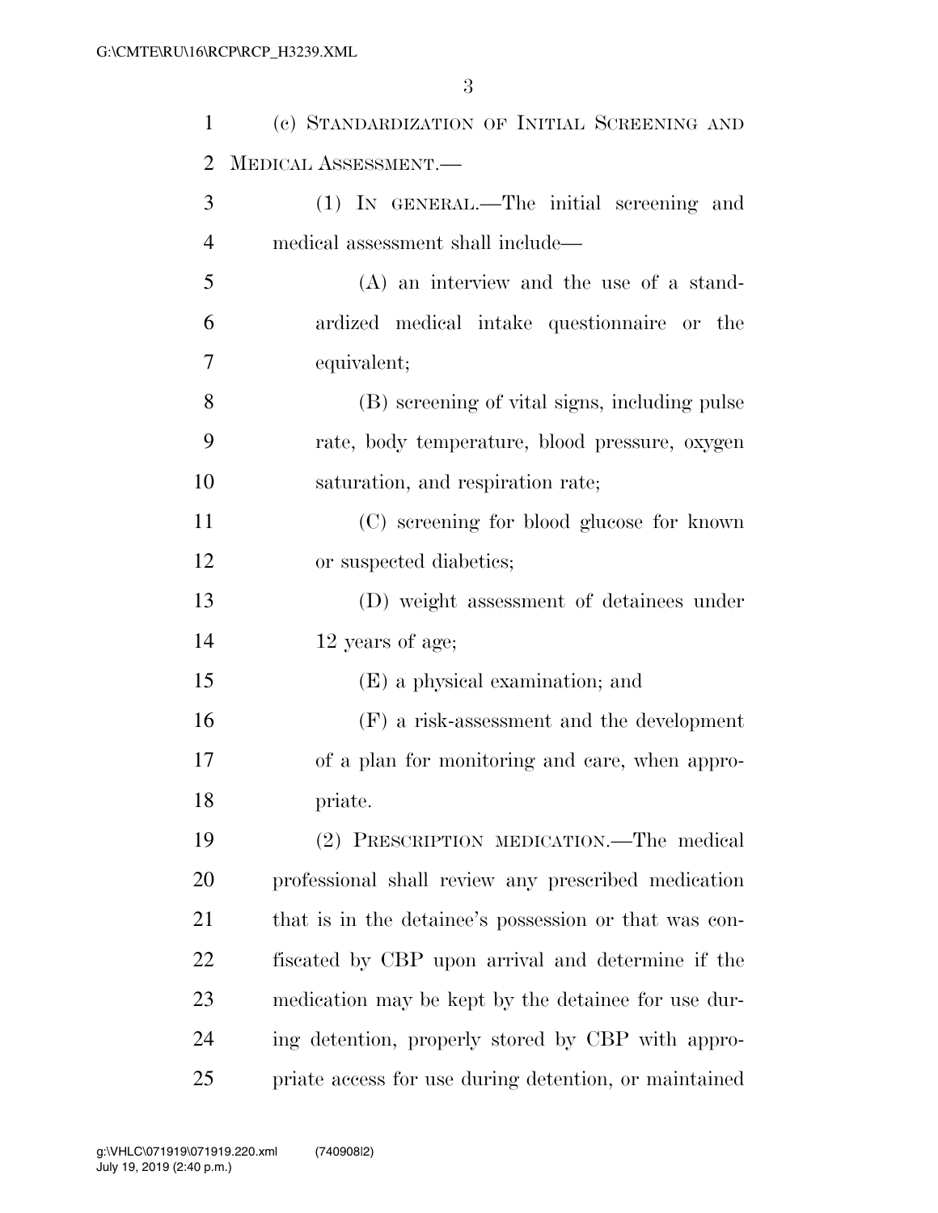(c) STANDARDIZATION OF INITIAL SCREENING AND MEDICAL ASSESSMENT.—

(1) IN GENERAL.—The initial screening and medical assessment shall include—

(A) an interview and the use of a standardized medical intake questionnaire or the equivalent;

(B) screening of vital signs, including pulse rate, body temperature, blood pressure, oxygen saturation, and respiration rate;

(C) screening for blood glucose for known or suspected diabetics;

(D) weight assessment of detainees under 12 years of age;

(E) a physical examination; and

(F) a risk-assessment and the development of a plan for monitoring and care, when appropriate.

(2) PRESCRIPTION MEDICATION.—The medical professional shall review any prescribed medication that is in the detainee's possession or that was confiscated by CBP upon arrival and determine if the medication may be kept by the detainee for use during detention, properly stored by CBP with appropriate access for use during detention, or maintained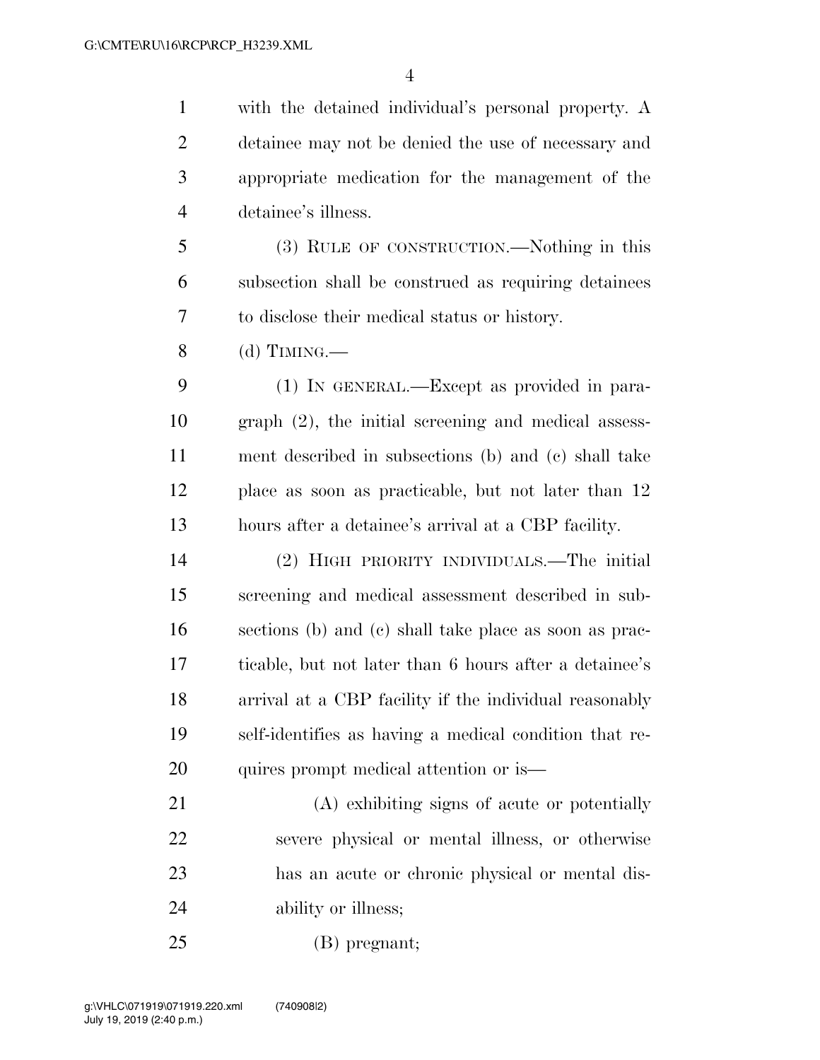with the detained individual's personal property. A detainee may not be denied the use of necessary and appropriate medication for the management of the detainee's illness.

(3) RULE OF CONSTRUCTION.—Nothing in this subsection shall be construed as requiring detainees to disclose their medical status or history.

(d) TIMING.—

(1) IN GENERAL.—Except as provided in paragraph (2), the initial screening and medical assessment described in subsections (b) and (c) shall take place as soon as practicable, but not later than 12 hours after a detainee's arrival at a CBP facility.

(2) HIGH PRIORITY INDIVIDUALS.—The initial screening and medical assessment described in subsections (b) and (c) shall take place as soon as practicable, but not later than 6 hours after a detainee's arrival at a CBP facility if the individual reasonably self-identifies as having a medical condition that requires prompt medical attention or is—

(A) exhibiting signs of acute or potentially severe physical or mental illness, or otherwise has an acute or chronic physical or mental disability or illness;

(B) pregnant;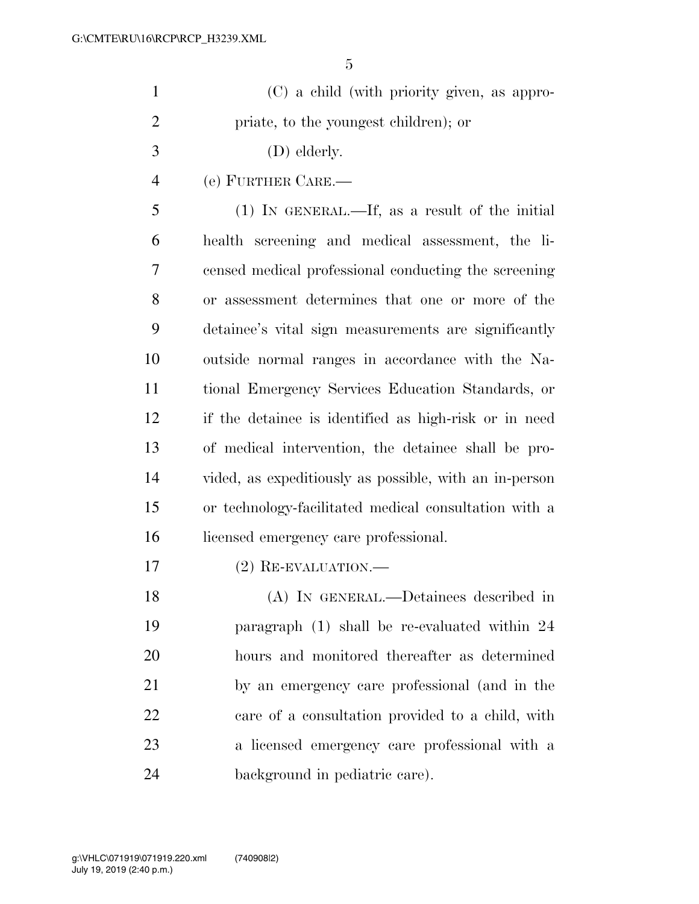(C) a child (with priority given, as appropriate, to the youngest children); or

(D) elderly.

(e) FURTHER CARE.—

(1) IN GENERAL.—If, as a result of the initial health screening and medical assessment, the licensed medical professional conducting the screening or assessment determines that one or more of the detainee's vital sign measurements are significantly outside normal ranges in accordance with the National Emergency Services Education Standards, or if the detainee is identified as high-risk or in need of medical intervention, the detainee shall be provided, as expeditiously as possible, with an in-person or technology-facilitated medical consultation with a licensed emergency care professional.

(2) RE-EVALUATION.—

(A) IN GENERAL.—Detainees described in paragraph (1) shall be re-evaluated within 24 hours and monitored thereafter as determined by an emergency care professional (and in the care of a consultation provided to a child, with a licensed emergency care professional with a background in pediatric care).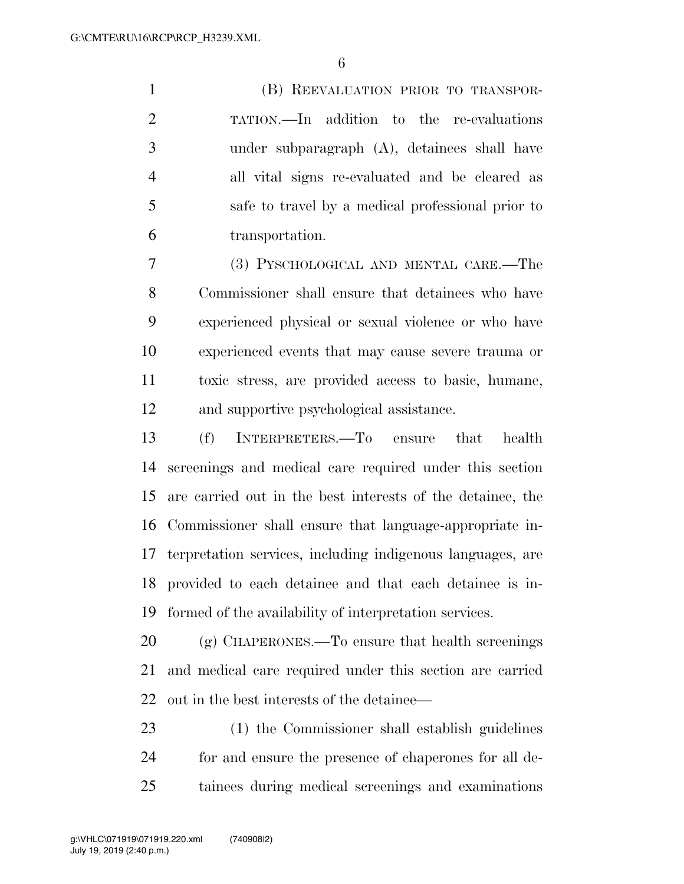(B) REEVALUATION PRIOR TO TRANSPORTATION.—In addition to the re-evaluations under subparagraph (A), detainees shall have all vital signs re-evaluated and be cleared as safe to travel by a medical professional prior to transportation.

(3) PYSCHOLOGICAL AND MENTAL CARE.—The Commissioner shall ensure that detainees who have experienced physical or sexual violence or who have experienced events that may cause severe trauma or toxic stress, are provided access to basic, humane, and supportive psychological assistance.

(f) INTERPRETERS.—To ensure that health screenings and medical care required under this section are carried out in the best interests of the detainee, the Commissioner shall ensure that language-appropriate interpretation services, including indigenous languages, are provided to each detainee and that each detainee is informed of the availability of interpretation services.

(g) CHAPERONES.—To ensure that health screenings and medical care required under this section are carried out in the best interests of the detainee—

(1) the Commissioner shall establish guidelines for and ensure the presence of chaperones for all detainees during medical screenings and examinations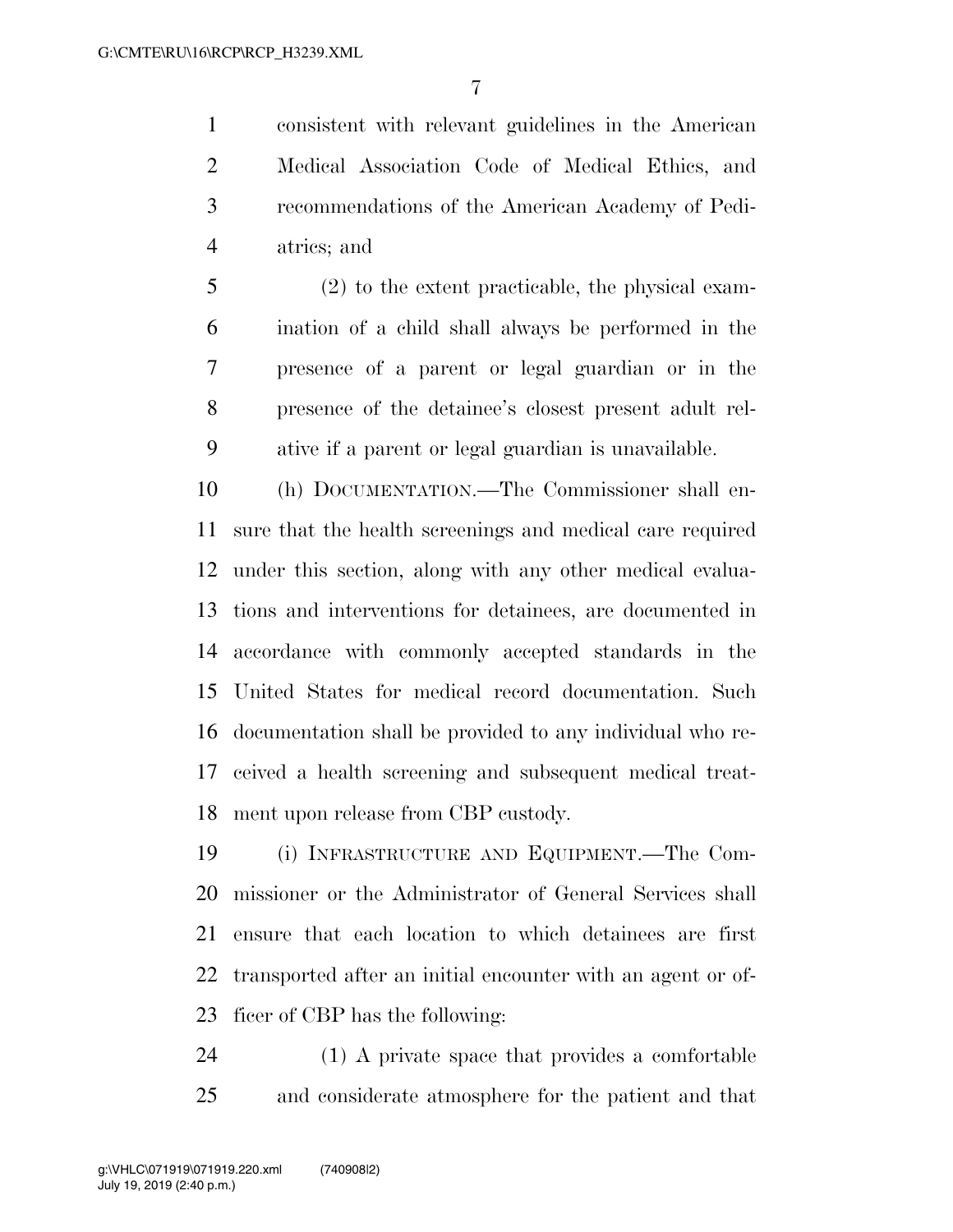consistent with relevant guidelines in the American Medical Association Code of Medical Ethics, and recommendations of the American Academy of Pediatrics; and

(2) to the extent practicable, the physical examination of a child shall always be performed in the presence of a parent or legal guardian or in the presence of the detainee's closest present adult relative if a parent or legal guardian is unavailable.

(h) DOCUMENTATION.—The Commissioner shall ensure that the health screenings and medical care required under this section, along with any other medical evaluations and interventions for detainees, are documented in accordance with commonly accepted standards in the United States for medical record documentation. Such documentation shall be provided to any individual who received a health screening and subsequent medical treatment upon release from CBP custody.

(i) INFRASTRUCTURE AND EQUIPMENT.—The Commissioner or the Administrator of General Services shall ensure that each location to which detainees are first transported after an initial encounter with an agent or officer of CBP has the following:

(1) A private space that provides a comfortable and considerate atmosphere for the patient and that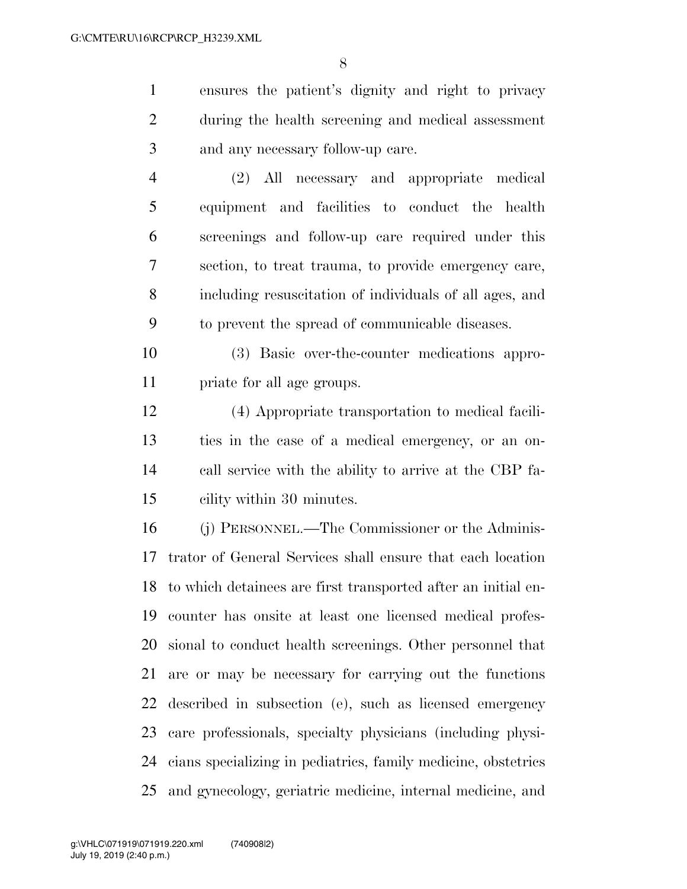ensures the patient's dignity and right to privacy during the health screening and medical assessment and any necessary follow-up care.

(2) All necessary and appropriate medical equipment and facilities to conduct the health screenings and follow-up care required under this section, to treat trauma, to provide emergency care, including resuscitation of individuals of all ages, and to prevent the spread of communicable diseases.

(3) Basic over-the-counter medications appropriate for all age groups.

(4) Appropriate transportation to medical facilities in the case of a medical emergency, or an on-call service with the ability to arrive at the CBP facility within 30 minutes.

(j) PERSONNEL.—The Commissioner or the Administrator of General Services shall ensure that each location to which detainees are first transported after an initial encounter has onsite at least one licensed medical professional to conduct health screenings. Other personnel that are or may be necessary for carrying out the functions described in subsection (e), such as licensed emergency care professionals, specialty physicians (including physicians specializing in pediatrics, family medicine, obstetrics and gynecology, geriatric medicine, internal medicine, and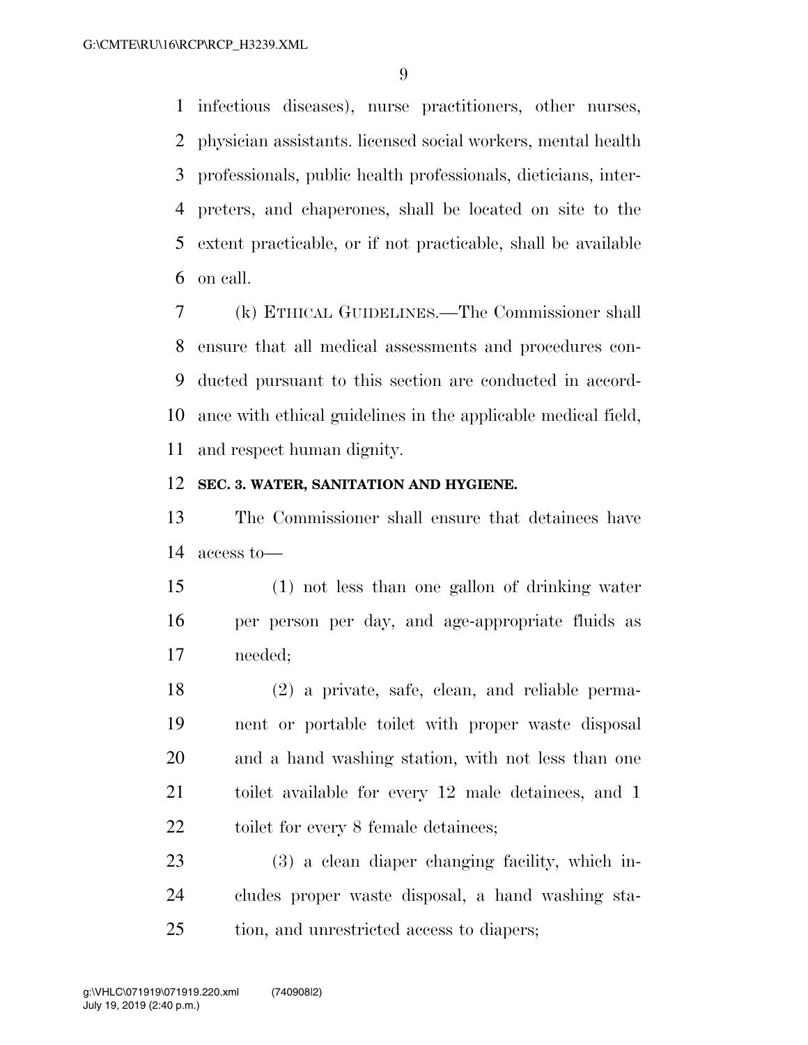infectious diseases), nurse practitioners, other nurses, physician assistants. licensed social workers, mental health professionals, public health professionals, dieticians, interpreters, and chaperones, shall be located on site to the extent practicable, or if not practicable, shall be available on call.

(k) ETHICAL GUIDELINES.—The Commissioner shall ensure that all medical assessments and procedures conducted pursuant to this section are conducted in accordance with ethical guidelines in the applicable medical field, and respect human dignity.

**SEC. 3. WATER, SANITATION AND HYGIENE.**

The Commissioner shall ensure that detainees have access to—

(1) not less than one gallon of drinking water per person per day, and age-appropriate fluids as needed;

(2) a private, safe, clean, and reliable permanent or portable toilet with proper waste disposal and a hand washing station, with not less than one toilet available for every 12 male detainees, and 1 toilet for every 8 female detainees;

(3) a clean diaper changing facility, which includes proper waste disposal, a hand washing station, and unrestricted access to diapers;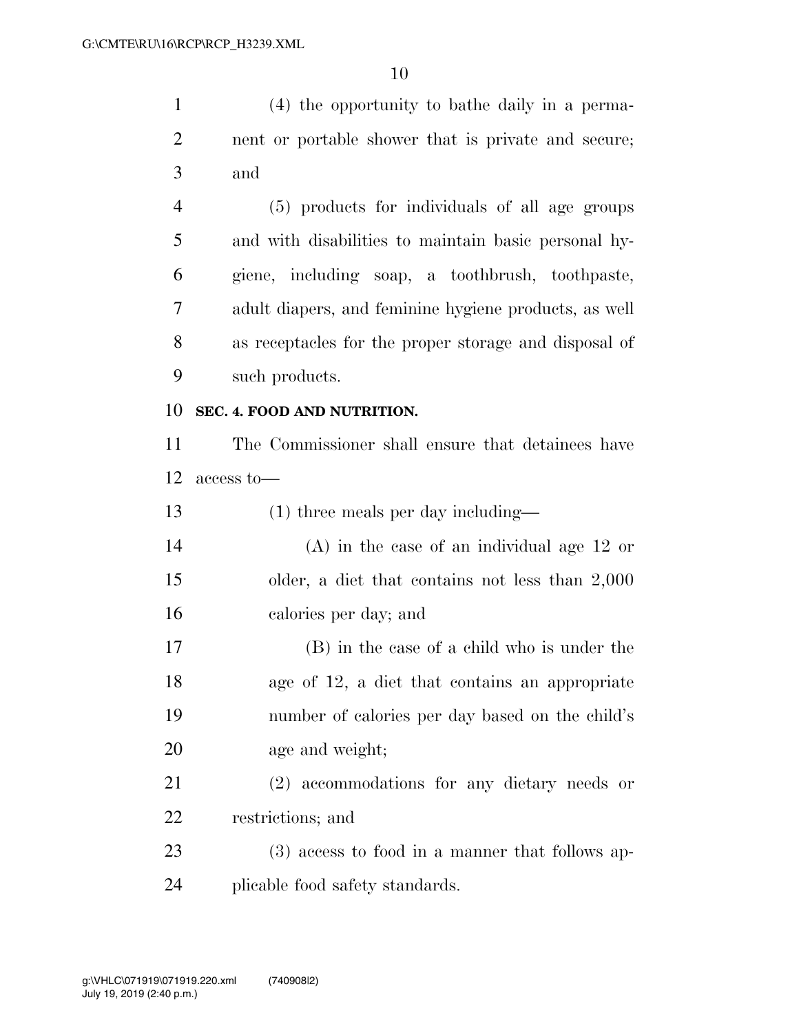(4) the opportunity to bathe daily in a permanent or portable shower that is private and secure; and

(5) products for individuals of all age groups and with disabilities to maintain basic personal hygiene, including soap, a toothbrush, toothpaste, adult diapers, and feminine hygiene products, as well as receptacles for the proper storage and disposal of such products.

**SEC. 4. FOOD AND NUTRITION.**

The Commissioner shall ensure that detainees have access to—

(1) three meals per day including—

(A) in the case of an individual age 12 or older, a diet that contains not less than 2,000 calories per day; and

(B) in the case of a child who is under the age of 12, a diet that contains an appropriate number of calories per day based on the child's age and weight;

(2) accommodations for any dietary needs or restrictions; and

(3) access to food in a manner that follows applicable food safety standards.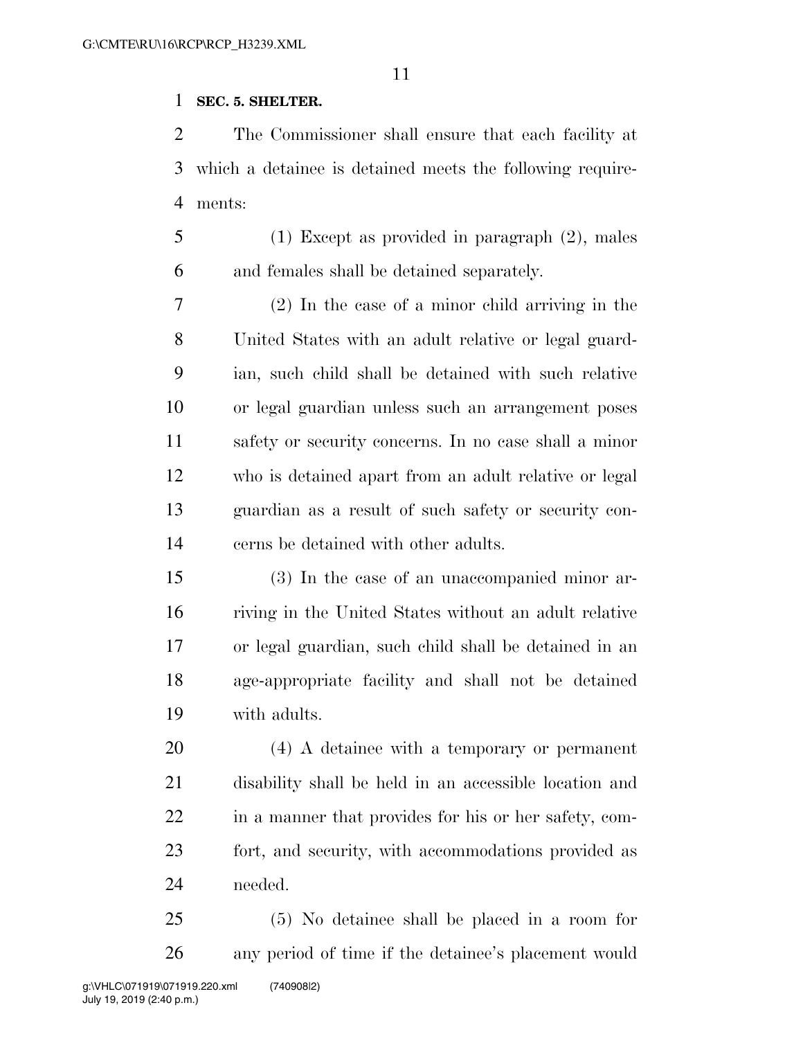**SEC. 5. SHELTER.**

The Commissioner shall ensure that each facility at which a detainee is detained meets the following requirements:

(1) Except as provided in paragraph (2), males and females shall be detained separately.

(2) In the case of a minor child arriving in the United States with an adult relative or legal guardian, such child shall be detained with such relative or legal guardian unless such an arrangement poses safety or security concerns. In no case shall a minor who is detained apart from an adult relative or legal guardian as a result of such safety or security concerns be detained with other adults.

(3) In the case of an unaccompanied minor arriving in the United States without an adult relative or legal guardian, such child shall be detained in an age-appropriate facility and shall not be detained with adults.

(4) A detainee with a temporary or permanent disability shall be held in an accessible location and in a manner that provides for his or her safety, comfort, and security, with accommodations provided as needed.

(5) No detainee shall be placed in a room for any period of time if the detainee's placement would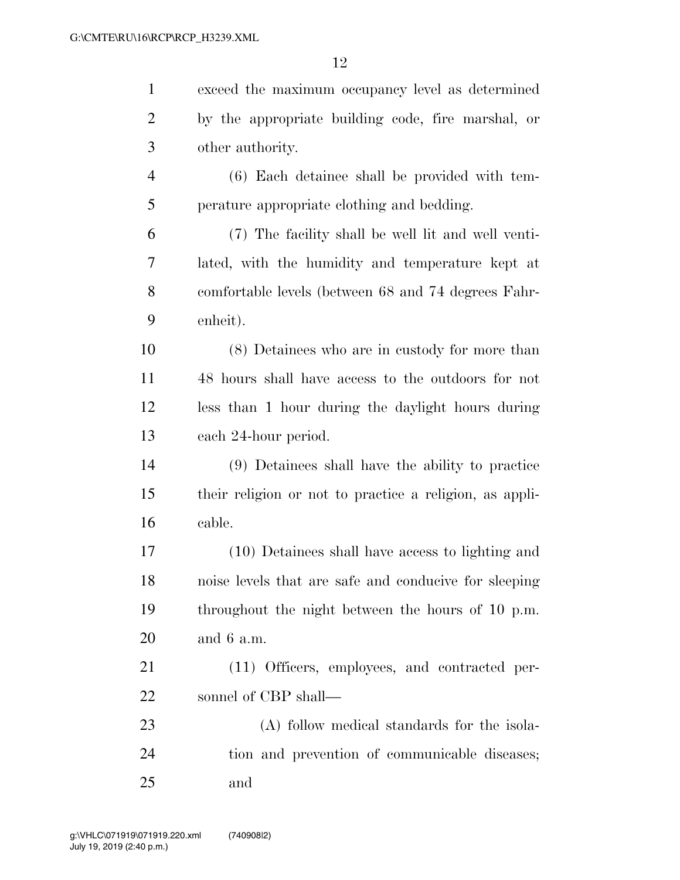exceed the maximum occupancy level as determined by the appropriate building code, fire marshal, or other authority.

(6) Each detainee shall be provided with temperature appropriate clothing and bedding.

(7) The facility shall be well lit and well ventilated, with the humidity and temperature kept at comfortable levels (between 68 and 74 degrees Fahrenheit).

(8) Detainees who are in custody for more than 48 hours shall have access to the outdoors for not less than 1 hour during the daylight hours during each 24-hour period.

(9) Detainees shall have the ability to practice their religion or not to practice a religion, as applicable.

(10) Detainees shall have access to lighting and noise levels that are safe and conducive for sleeping throughout the night between the hours of 10 p.m. and 6 a.m.

(11) Officers, employees, and contracted personnel of CBP shall—

(A) follow medical standards for the isolation and prevention of communicable diseases; and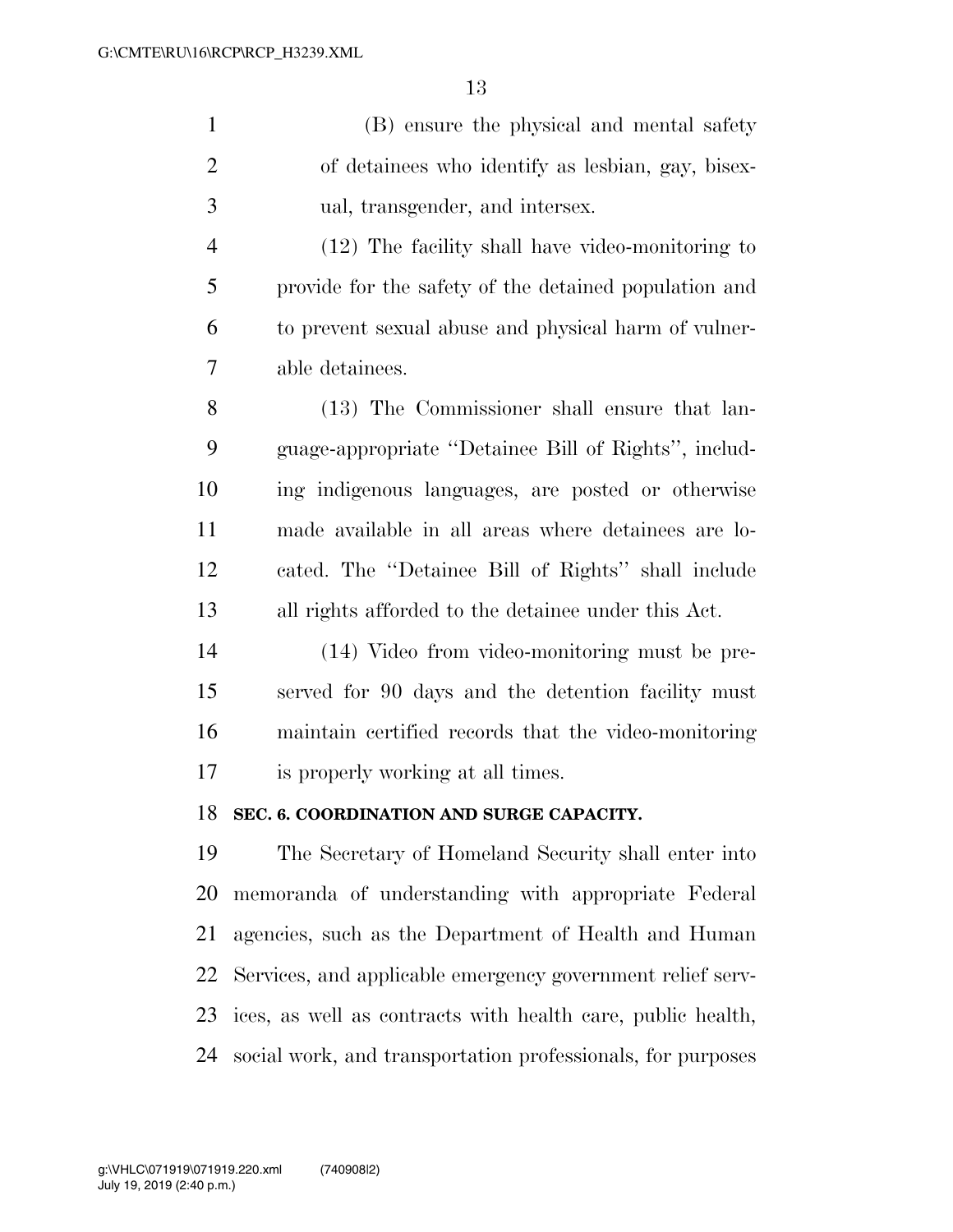(B) ensure the physical and mental safety of detainees who identify as lesbian, gay, bisexual, transgender, and intersex.

(12) The facility shall have video-monitoring to provide for the safety of the detained population and to prevent sexual abuse and physical harm of vulnerable detainees.

(13) The Commissioner shall ensure that language-appropriate "Detainee Bill of Rights", including indigenous languages, are posted or otherwise made available in all areas where detainees are located. The "Detainee Bill of Rights" shall include all rights afforded to the detainee under this Act.

(14) Video from video-monitoring must be preserved for 90 days and the detention facility must maintain certified records that the video-monitoring is properly working at all times.

**SEC. 6. COORDINATION AND SURGE CAPACITY.**

The Secretary of Homeland Security shall enter into memoranda of understanding with appropriate Federal agencies, such as the Department of Health and Human Services, and applicable emergency government relief services, as well as contracts with health care, public health, social work, and transportation professionals, for purposes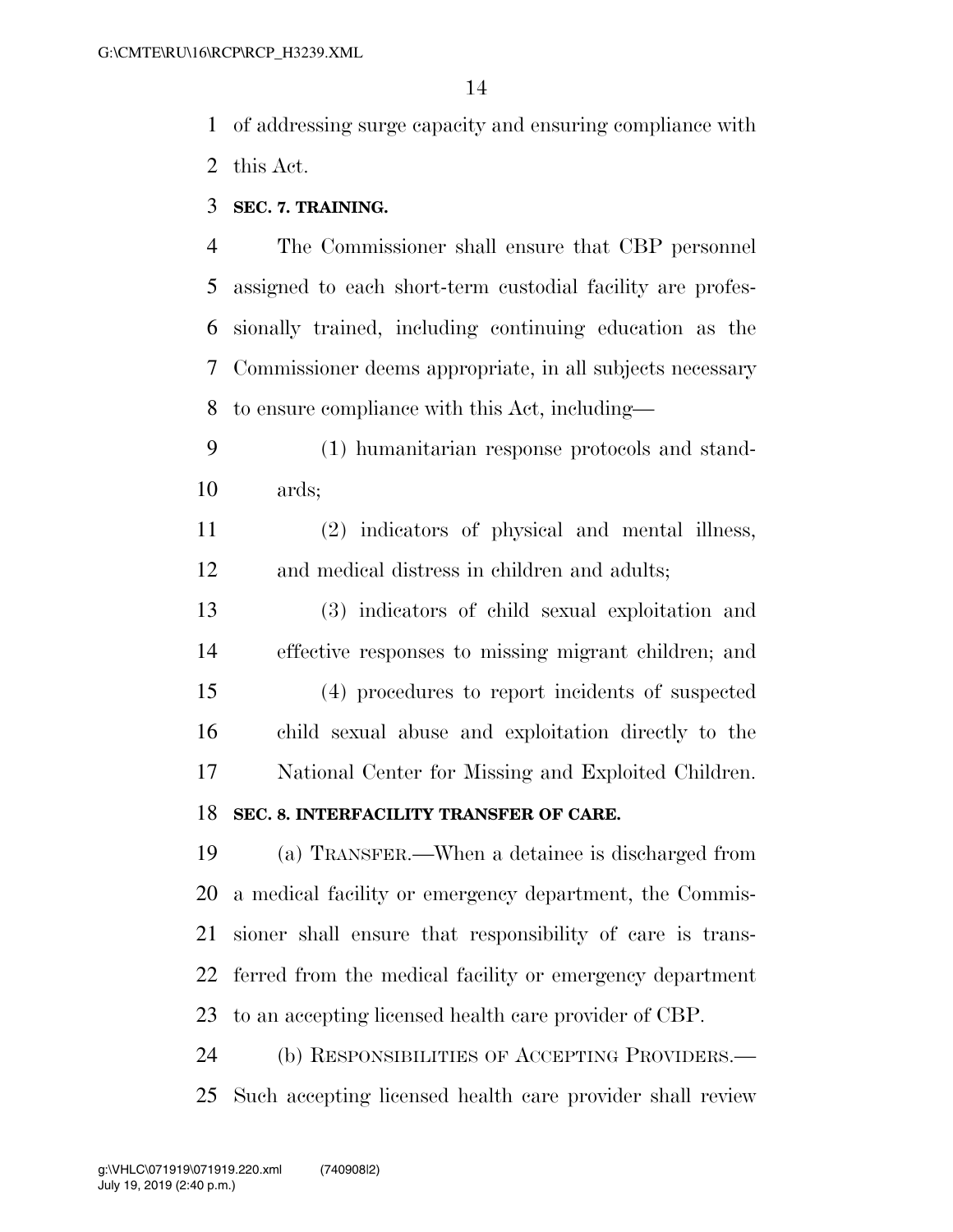of addressing surge capacity and ensuring compliance with this Act.

**SEC. 7. TRAINING.**

The Commissioner shall ensure that CBP personnel assigned to each short-term custodial facility are professionally trained, including continuing education as the Commissioner deems appropriate, in all subjects necessary to ensure compliance with this Act, including—

(1) humanitarian response protocols and standards;

(2) indicators of physical and mental illness, and medical distress in children and adults;

(3) indicators of child sexual exploitation and effective responses to missing migrant children; and

(4) procedures to report incidents of suspected child sexual abuse and exploitation directly to the National Center for Missing and Exploited Children.

**SEC. 8. INTERFACILITY TRANSFER OF CARE.**

(a) TRANSFER.—When a detainee is discharged from a medical facility or emergency department, the Commissioner shall ensure that responsibility of care is transferred from the medical facility or emergency department to an accepting licensed health care provider of CBP.

(b) RESPONSIBILITIES OF ACCEPTING PROVIDERS.—Such accepting licensed health care provider shall review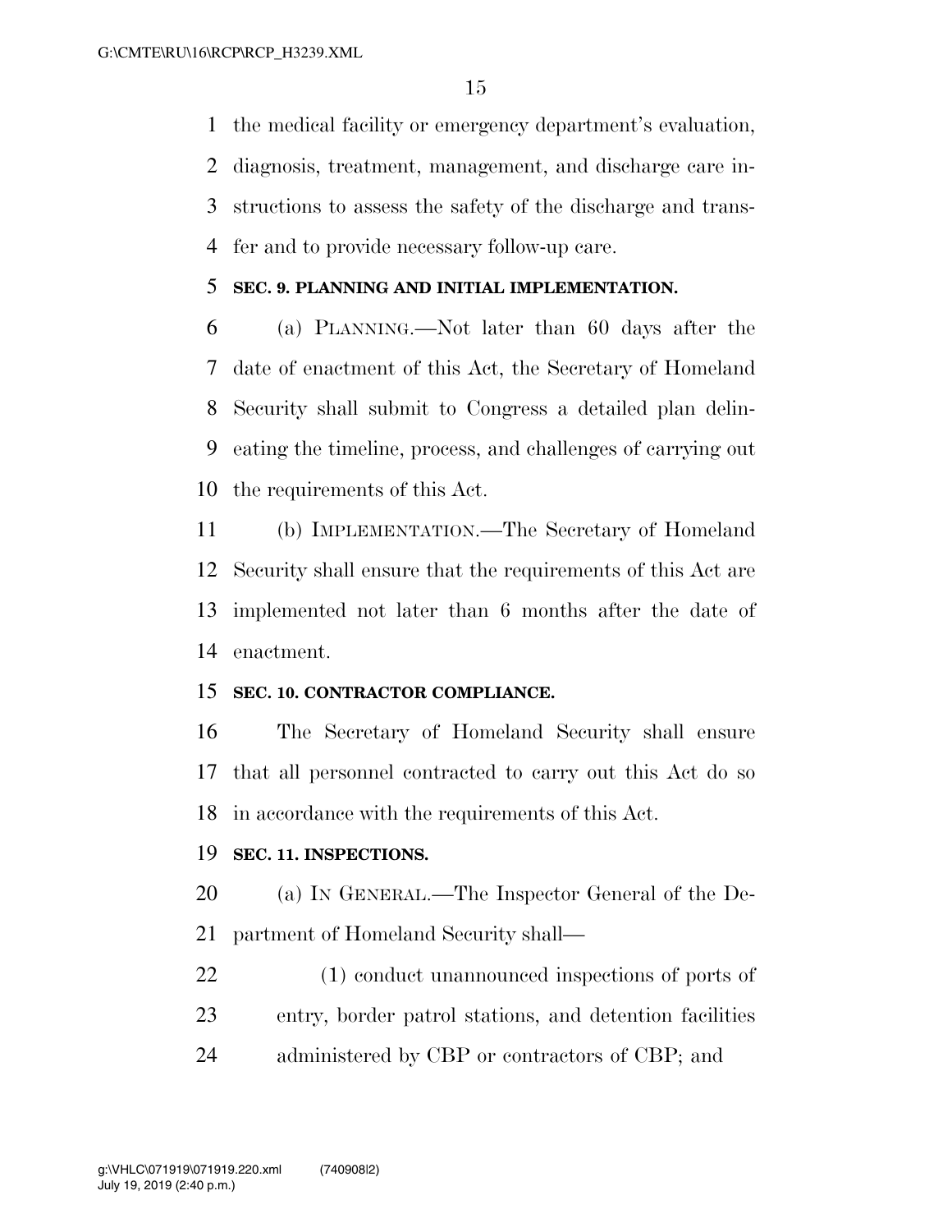the medical facility or emergency department's evaluation, diagnosis, treatment, management, and discharge care instructions to assess the safety of the discharge and transfer and to provide necessary follow-up care.

**SEC. 9. PLANNING AND INITIAL IMPLEMENTATION.**

(a) PLANNING.—Not later than 60 days after the date of enactment of this Act, the Secretary of Homeland Security shall submit to Congress a detailed plan delineating the timeline, process, and challenges of carrying out the requirements of this Act.

(b) IMPLEMENTATION.—The Secretary of Homeland Security shall ensure that the requirements of this Act are implemented not later than 6 months after the date of enactment.

**SEC. 10. CONTRACTOR COMPLIANCE.**

The Secretary of Homeland Security shall ensure that all personnel contracted to carry out this Act do so in accordance with the requirements of this Act.

**SEC. 11. INSPECTIONS.**

(a) IN GENERAL.—The Inspector General of the Department of Homeland Security shall—

(1) conduct unannounced inspections of ports of entry, border patrol stations, and detention facilities administered by CBP or contractors of CBP; and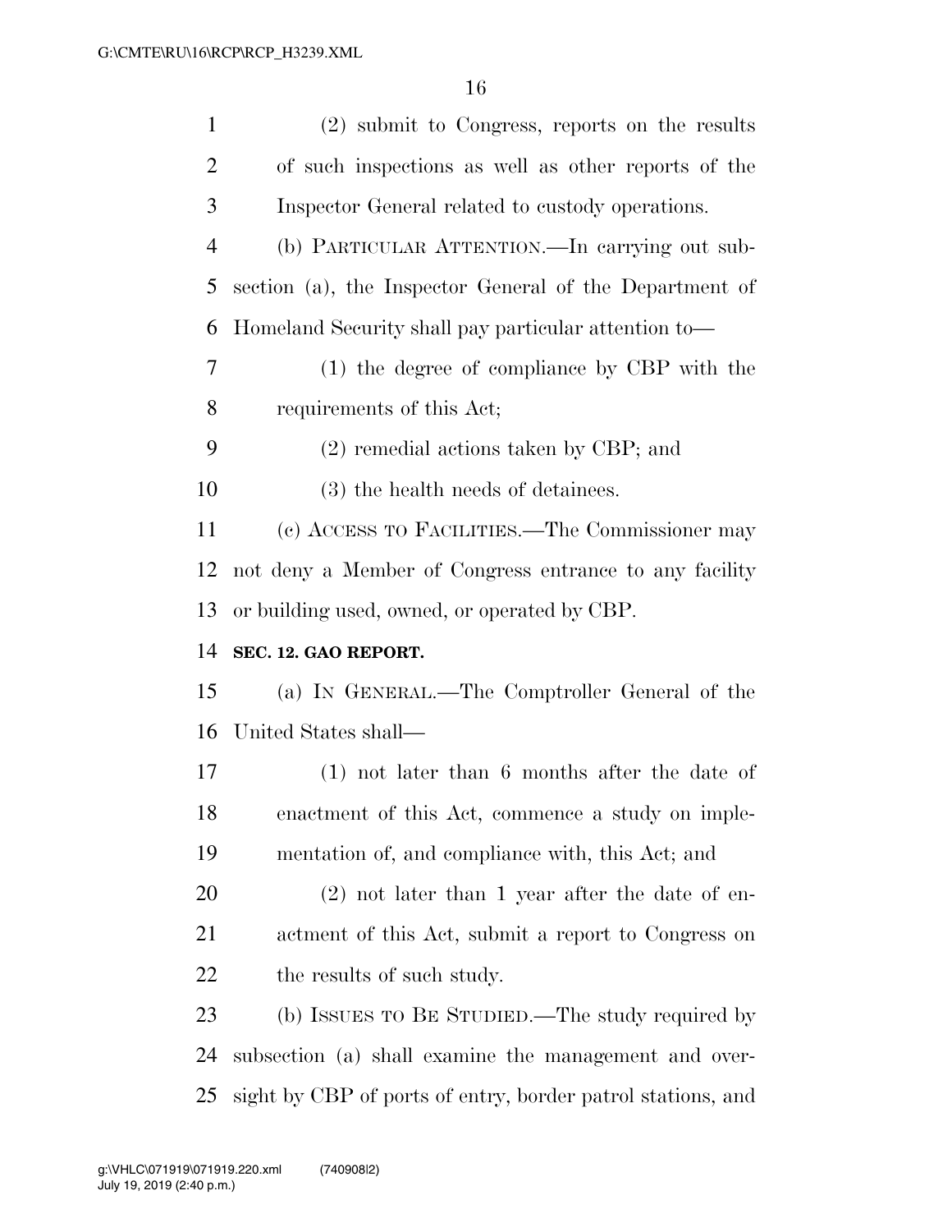(2) submit to Congress, reports on the results of such inspections as well as other reports of the Inspector General related to custody operations.

(b) PARTICULAR ATTENTION.—In carrying out subsection (a), the Inspector General of the Department of Homeland Security shall pay particular attention to—

(1) the degree of compliance by CBP with the requirements of this Act;

(2) remedial actions taken by CBP; and

(3) the health needs of detainees.

(c) ACCESS TO FACILITIES.—The Commissioner may not deny a Member of Congress entrance to any facility or building used, owned, or operated by CBP.

**SEC. 12. GAO REPORT.**

(a) IN GENERAL.—The Comptroller General of the United States shall—

(1) not later than 6 months after the date of enactment of this Act, commence a study on implementation of, and compliance with, this Act; and

(2) not later than 1 year after the date of enactment of this Act, submit a report to Congress on the results of such study.

(b) ISSUES TO BE STUDIED.—The study required by subsection (a) shall examine the management and oversight by CBP of ports of entry, border patrol stations, and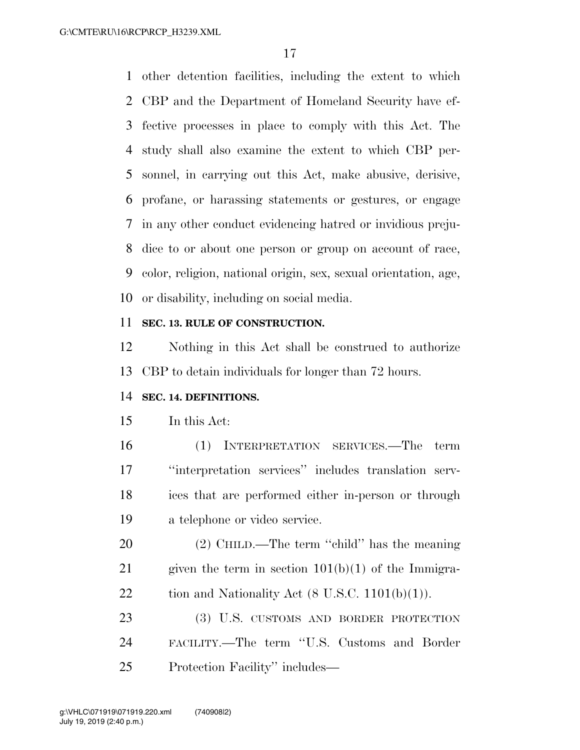other detention facilities, including the extent to which CBP and the Department of Homeland Security have effective processes in place to comply with this Act. The study shall also examine the extent to which CBP personnel, in carrying out this Act, make abusive, derisive, profane, or harassing statements or gestures, or engage in any other conduct evidencing hatred or invidious prejudice to or about one person or group on account of race, color, religion, national origin, sex, sexual orientation, age, or disability, including on social media.

**SEC. 13. RULE OF CONSTRUCTION.**

Nothing in this Act shall be construed to authorize CBP to detain individuals for longer than 72 hours.

**SEC. 14. DEFINITIONS.**

In this Act:

(1) INTERPRETATION SERVICES.—The term ''interpretation services'' includes translation services that are performed either in-person or through a telephone or video service.

(2) CHILD.—The term ''child'' has the meaning given the term in section 101(b)(1) of the Immigration and Nationality Act (8 U.S.C. 1101(b)(1)).

(3) U.S. CUSTOMS AND BORDER PROTECTION FACILITY.—The term ''U.S. Customs and Border Protection Facility'' includes—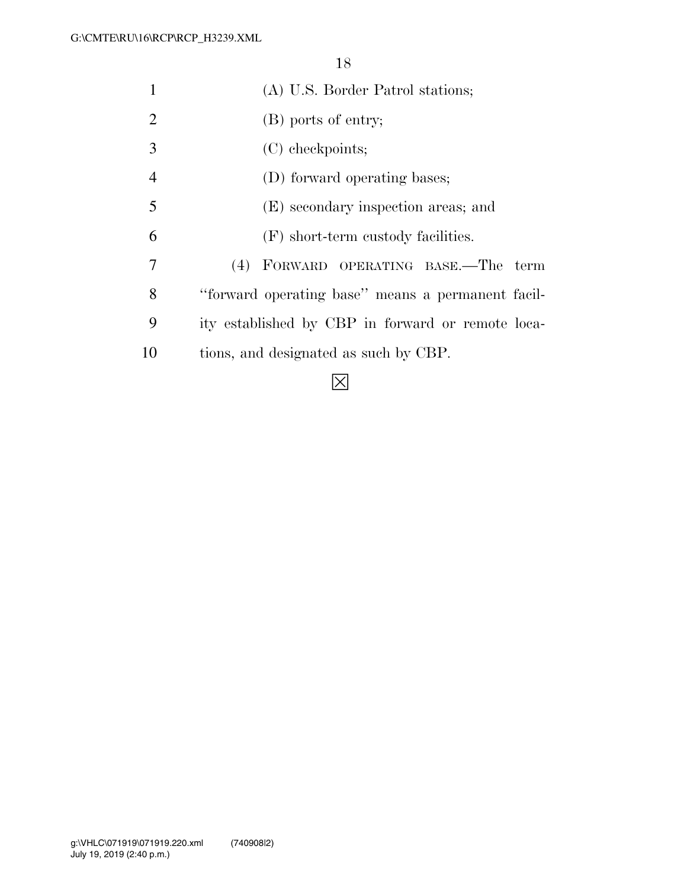(A) U.S. Border Patrol stations;

(B) ports of entry;

(C) checkpoints;

(D) forward operating bases;

(E) secondary inspection areas; and

(F) short-term custody facilities.

(4) FORWARD OPERATING BASE.—The term "forward operating base" means a permanent facility established by CBP in forward or remote locations, and designated as such by CBP.